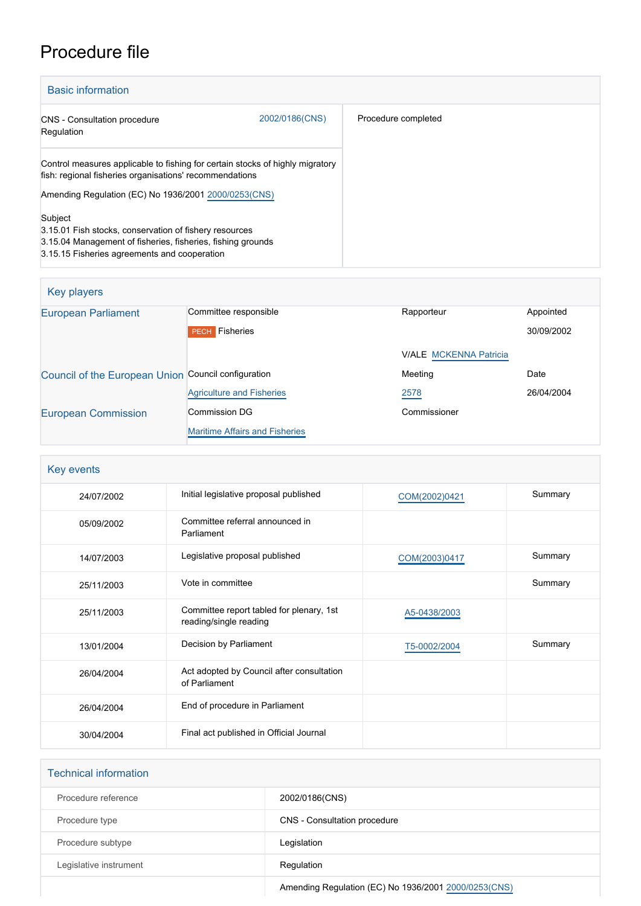# Procedure file

## Basic information

| | |
|---|---|
| CNS - Consultation procedure<br>Regulation | 2002/0186(CNS) |
| Procedure completed | |

Control measures applicable to fishing for certain stocks of highly migratory fish: regional fisheries organisations' recommendations

Amending Regulation (EC) No 1936/2001 2000/0253(CNS)

Subject
3.15.01 Fish stocks, conservation of fishery resources
3.15.04 Management of fisheries, fisheries, fishing grounds
3.15.15 Fisheries agreements and cooperation

## Key players

| | | | |
|---|---|---|---|
| European Parliament | Committee responsible | Rapporteur | Appointed |
| | PECH Fisheries | | 30/09/2002 |
| | | V/ALE MCKENNA Patricia | |
| Council of the European Union | Council configuration | Meeting | Date |
| | Agriculture and Fisheries | 2578 | 26/04/2004 |
| European Commission | Commission DG | Commissioner | |
| | Maritime Affairs and Fisheries | | |

## Key events

| | | | |
|---|---|---|---|
| 24/07/2002 | Initial legislative proposal published | COM(2002)0421 | Summary |
| 05/09/2002 | Committee referral announced in Parliament | | |
| 14/07/2003 | Legislative proposal published | COM(2003)0417 | Summary |
| 25/11/2003 | Vote in committee | | Summary |
| 25/11/2003 | Committee report tabled for plenary, 1st reading/single reading | A5-0438/2003 | |
| 13/01/2004 | Decision by Parliament | T5-0002/2004 | Summary |
| 26/04/2004 | Act adopted by Council after consultation of Parliament | | |
| 26/04/2004 | End of procedure in Parliament | | |
| 30/04/2004 | Final act published in Official Journal | | |

## Technical information

| | |
|---|---|
| Procedure reference | 2002/0186(CNS) |
| Procedure type | CNS - Consultation procedure |
| Procedure subtype | Legislation |
| Legislative instrument | Regulation |
| | Amending Regulation (EC) No 1936/2001 2000/0253(CNS) |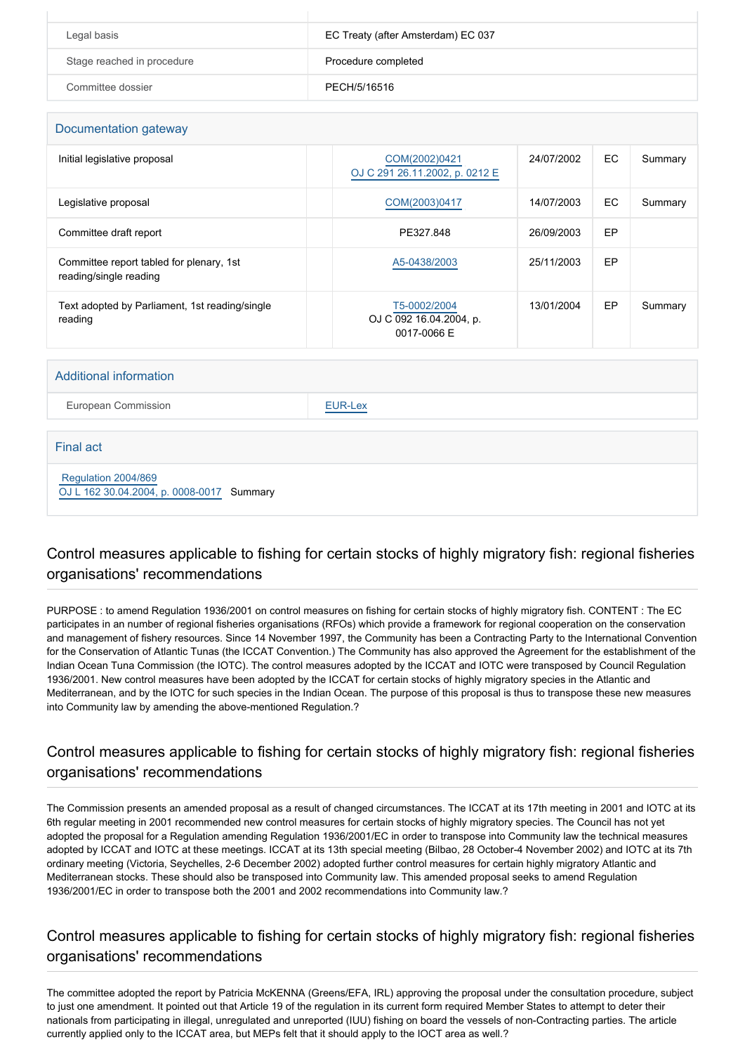| | |
|---|---|
| Legal basis | EC Treaty (after Amsterdam) EC 037 |
| Stage reached in procedure | Procedure completed |
| Committee dossier | PECH/5/16516 |

## Documentation gateway

| | | | | | |
|---|---|---|---|---|---|
| Initial legislative proposal | | COM(2002)0421<br>OJ C 291 26.11.2002, p. 0212 E | 24/07/2002 | EC | Summary |
| Legislative proposal | | COM(2003)0417 | 14/07/2003 | EC | Summary |
| Committee draft report | | PE327.848 | 26/09/2003 | EP | |
| Committee report tabled for plenary, 1st reading/single reading | | A5-0438/2003 | 25/11/2003 | EP | |
| Text adopted by Parliament, 1st reading/single reading | | T5-0002/2004<br>OJ C 092 16.04.2004, p. 0017-0066 E | 13/01/2004 | EP | Summary |

## Additional information

| | |
|---|---|
| European Commission | EUR-Lex |

## Final act

Regulation 2004/869
OJ L 162 30.04.2004, p. 0008-0017 Summary

## Control measures applicable to fishing for certain stocks of highly migratory fish: regional fisheries organisations' recommendations

PURPOSE : to amend Regulation 1936/2001 on control measures on fishing for certain stocks of highly migratory fish. CONTENT : The EC participates in an number of regional fisheries organisations (RFOs) which provide a framework for regional cooperation on the conservation and management of fishery resources. Since 14 November 1997, the Community has been a Contracting Party to the International Convention for the Conservation of Atlantic Tunas (the ICCAT Convention.) The Community has also approved the Agreement for the establishment of the Indian Ocean Tuna Commission (the IOTC). The control measures adopted by the ICCAT and IOTC were transposed by Council Regulation 1936/2001. New control measures have been adopted by the ICCAT for certain stocks of highly migratory species in the Atlantic and Mediterranean, and by the IOTC for such species in the Indian Ocean. The purpose of this proposal is thus to transpose these new measures into Community law by amending the above-mentioned Regulation.?

## Control measures applicable to fishing for certain stocks of highly migratory fish: regional fisheries organisations' recommendations

The Commission presents an amended proposal as a result of changed circumstances. The ICCAT at its 17th meeting in 2001 and IOTC at its 6th regular meeting in 2001 recommended new control measures for certain stocks of highly migratory species. The Council has not yet adopted the proposal for a Regulation amending Regulation 1936/2001/EC in order to transpose into Community law the technical measures adopted by ICCAT and IOTC at these meetings. ICCAT at its 13th special meeting (Bilbao, 28 October-4 November 2002) and IOTC at its 7th ordinary meeting (Victoria, Seychelles, 2-6 December 2002) adopted further control measures for certain highly migratory Atlantic and Mediterranean stocks. These should also be transposed into Community law. This amended proposal seeks to amend Regulation 1936/2001/EC in order to transpose both the 2001 and 2002 recommendations into Community law.?

## Control measures applicable to fishing for certain stocks of highly migratory fish: regional fisheries organisations' recommendations

The committee adopted the report by Patricia McKENNA (Greens/EFA, IRL) approving the proposal under the consultation procedure, subject to just one amendment. It pointed out that Article 19 of the regulation in its current form required Member States to attempt to deter their nationals from participating in illegal, unregulated and unreported (IUU) fishing on board the vessels of non-Contracting parties. The article currently applied only to the ICCAT area, but MEPs felt that it should apply to the IOCT area as well.?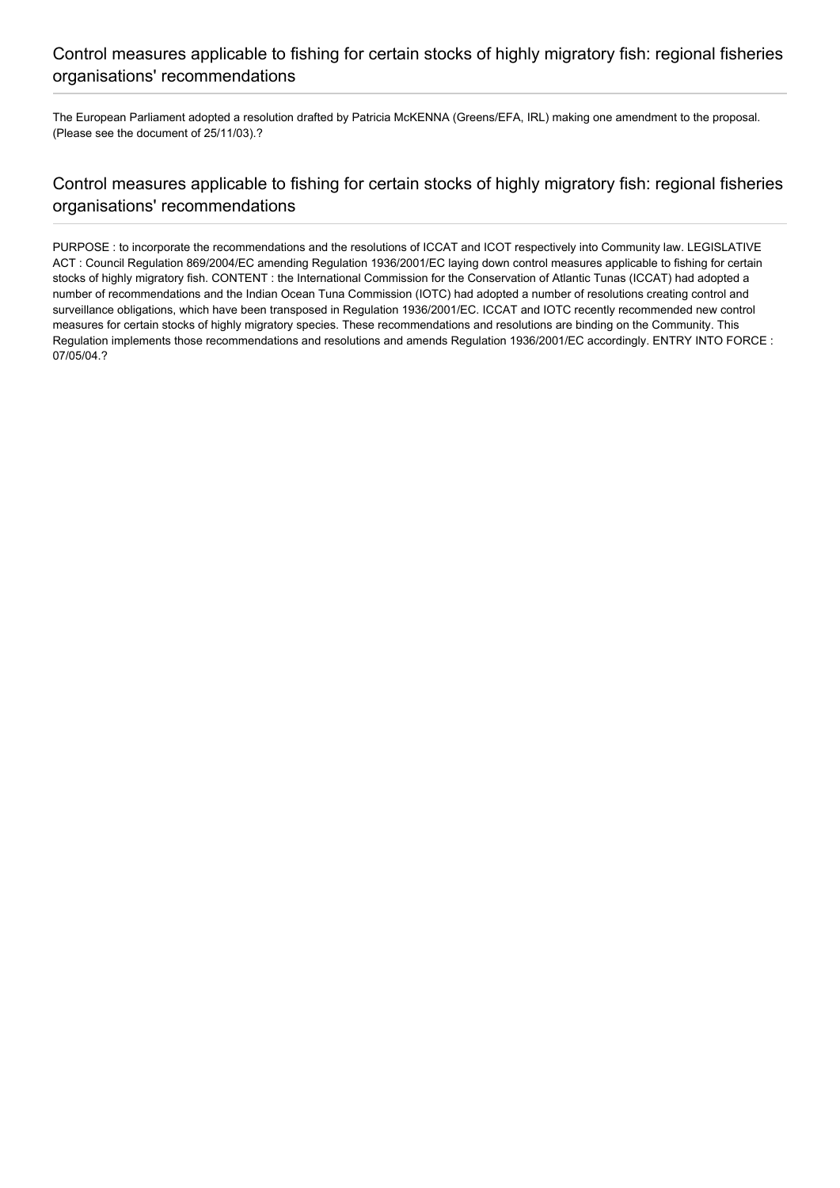## Control measures applicable to fishing for certain stocks of highly migratory fish: regional fisheries organisations' recommendations

The European Parliament adopted a resolution drafted by Patricia McKENNA (Greens/EFA, IRL) making one amendment to the proposal. (Please see the document of 25/11/03).?

## Control measures applicable to fishing for certain stocks of highly migratory fish: regional fisheries organisations' recommendations

PURPOSE : to incorporate the recommendations and the resolutions of ICCAT and ICOT respectively into Community law. LEGISLATIVE ACT : Council Regulation 869/2004/EC amending Regulation 1936/2001/EC laying down control measures applicable to fishing for certain stocks of highly migratory fish. CONTENT : the International Commission for the Conservation of Atlantic Tunas (ICCAT) had adopted a number of recommendations and the Indian Ocean Tuna Commission (IOTC) had adopted a number of resolutions creating control and surveillance obligations, which have been transposed in Regulation 1936/2001/EC. ICCAT and IOTC recently recommended new control measures for certain stocks of highly migratory species. These recommendations and resolutions are binding on the Community. This Regulation implements those recommendations and resolutions and amends Regulation 1936/2001/EC accordingly. ENTRY INTO FORCE : 07/05/04.?